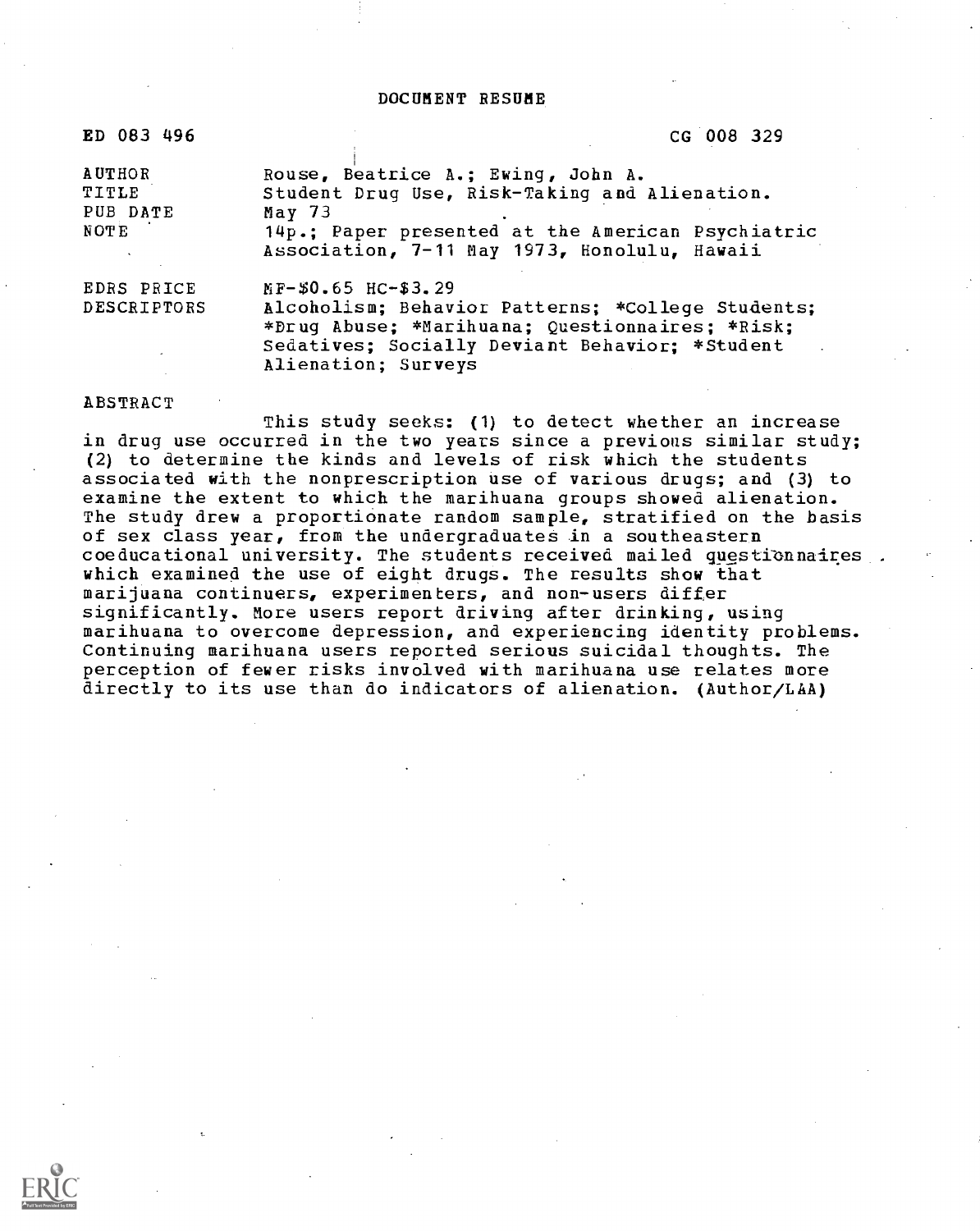# DOCUMENT RESUME

| | |
|---|---|
| ED 083 496 | CG 008 329 |
| AUTHOR | Rouse, Beatrice A.; Ewing, John A. |
| TITLE | Student Drug Use, Risk-Taking and Alienation. |
| PUB DATE | May 73 |
| NOTE | 14p.; Paper presented at the American Psychiatric Association, 7-11 May 1973, Honolulu, Hawaii |
| EDRS PRICE | MF-$0.65 HC-$3.29 |
| DESCRIPTORS | Alcoholism; Behavior Patterns; *College Students; *Drug Abuse; *Marihuana; Questionnaires; *Risk; Sedatives; Socially Deviant Behavior; *Student Alienation; Surveys |

## ABSTRACT

This study seeks: (1) to detect whether an increase in drug use occurred in the two years since a previous similar study; (2) to determine the kinds and levels of risk which the students associated with the nonprescription use of various drugs; and (3) to examine the extent to which the marihuana groups showed alienation. The study drew a proportionate random sample, stratified on the basis of sex class year, from the undergraduates in a southeastern coeducational university. The students received mailed questionnaires which examined the use of eight drugs. The results show that marijuana continuers, experimenters, and non-users differ significantly. More users report driving after drinking, using marihuana to overcome depression, and experiencing identity problems. Continuing marihuana users reported serious suicidal thoughts. The perception of fewer risks involved with marihuana use relates more directly to its use than do indicators of alienation. (Author/LAA)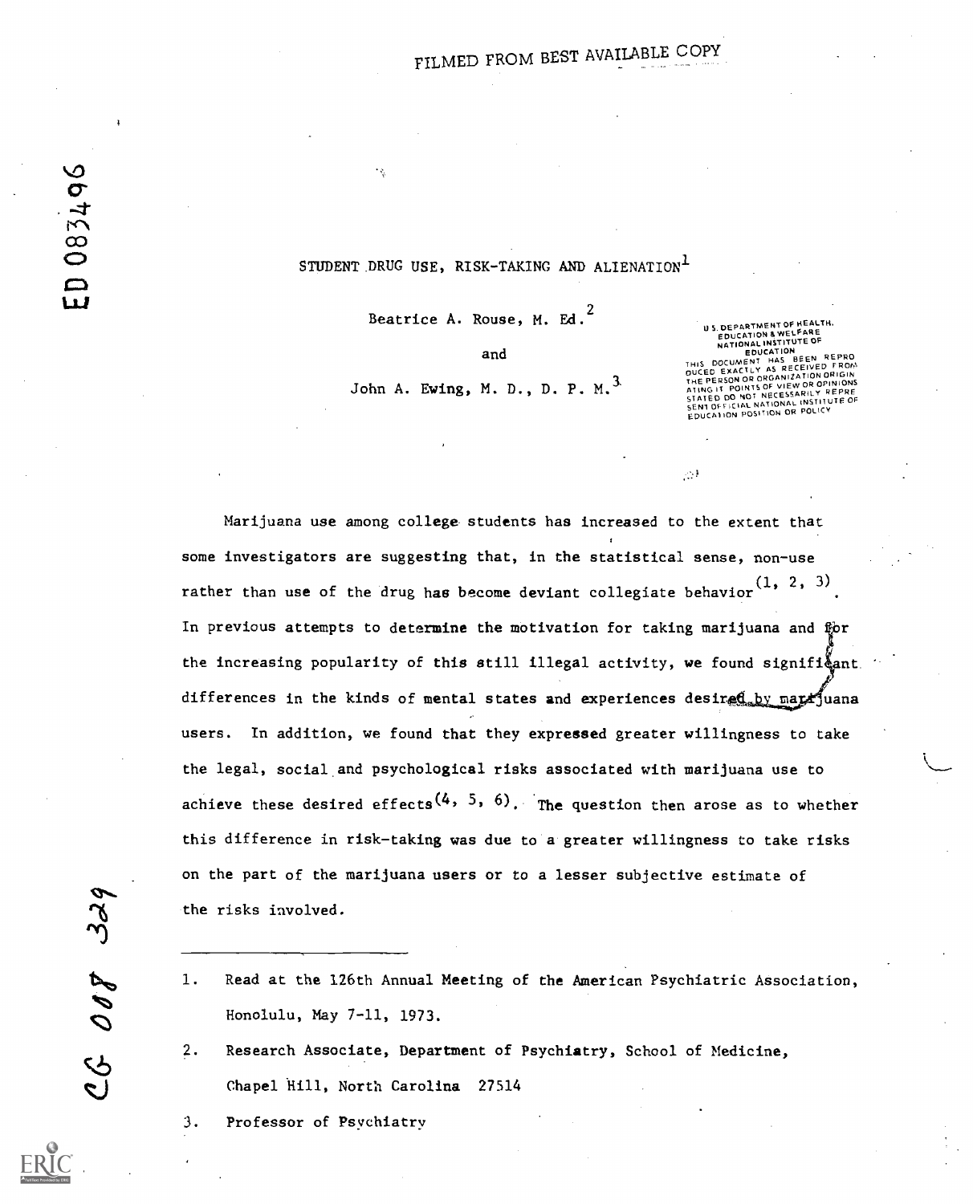FILMED FROM BEST AVAILABLE COPY

# STUDENT DRUG USE, RISK-TAKING AND ALIENATION[1]

Beatrice A. Rouse, M. Ed.[2]

and

John A. Ewing, M. D., D. P. M.[3]

U.S. DEPARTMENT OF HEALTH, EDUCATION & WELFARE NATIONAL INSTITUTE OF EDUCATION THIS DOCUMENT HAS BEEN REPRODUCED EXACTLY AS RECEIVED FROM THE PERSON OR ORGANIZATION ORIGINATING IT. POINTS OF VIEW OR OPINIONS STATED DO NOT NECESSARILY REPRESENT OFFICIAL NATIONAL INSTITUTE OF EDUCATION POSITION OR POLICY

Marijuana use among college students has increased to the extent that some investigators are suggesting that, in the statistical sense, non-use rather than use of the drug has become deviant collegiate behavior (1, 2, 3). In previous attempts to determine the motivation for taking marijuana and for the increasing popularity of this still illegal activity, we found significant differences in the kinds of mental states and experiences desired by marijuana users. In addition, we found that they expressed greater willingness to take the legal, social and psychological risks associated with marijuana use to achieve these desired effects (4, 5, 6). The question then arose as to whether this difference in risk-taking was due to a greater willingness to take risks on the part of the marijuana users or to a lesser subjective estimate of the risks involved.

---

1. Read at the 126th Annual Meeting of the American Psychiatric Association, Honolulu, May 7-11, 1973.
2. Research Associate, Department of Psychiatry, School of Medicine, Chapel Hill, North Carolina 27514
3. Professor of Psychiatry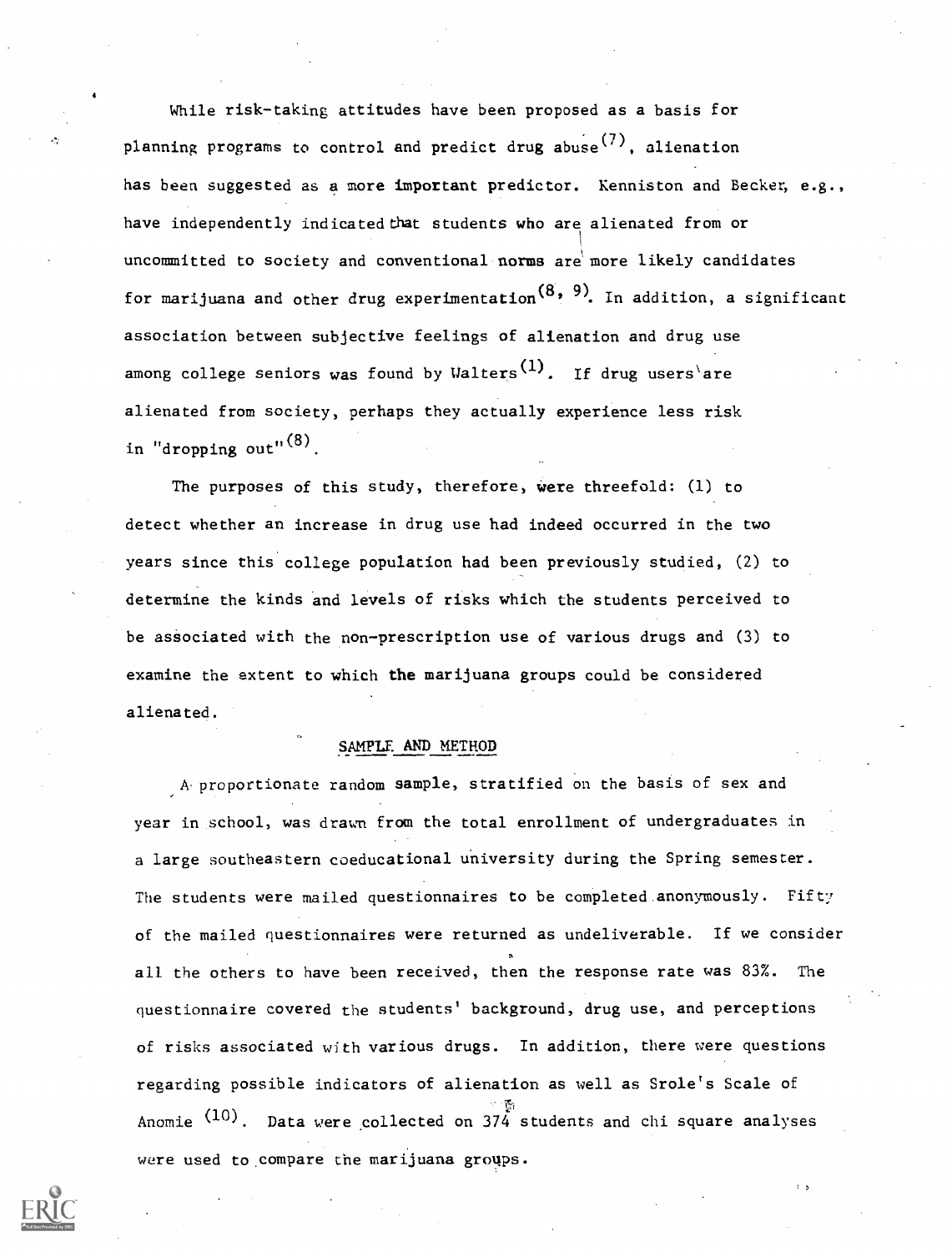While risk-taking attitudes have been proposed as a basis for planning programs to control and predict drug abuse[7], alienation has been suggested as a more important predictor. Kenniston and Becker, e.g., have independently indicated that students who are alienated from or uncommitted to society and conventional norms are more likely candidates for marijuana and other drug experimentation[8, 9]. In addition, a significant association between subjective feelings of alienation and drug use among college seniors was found by Walters[1]. If drug users are alienated from society, perhaps they actually experience less risk in "dropping out"[8].

The purposes of this study, therefore, were threefold: (1) to detect whether an increase in drug use had indeed occurred in the two years since this college population had been previously studied, (2) to determine the kinds and levels of risks which the students perceived to be associated with the non-prescription use of various drugs and (3) to examine the extent to which the marijuana groups could be considered alienated.

## SAMPLE AND METHOD

A proportionate random sample, stratified on the basis of sex and year in school, was drawn from the total enrollment of undergraduates in a large southeastern coeducational university during the Spring semester. The students were mailed questionnaires to be completed anonymously. Fifty of the mailed questionnaires were returned as undeliverable. If we consider all the others to have been received, then the response rate was 83%. The questionnaire covered the students' background, drug use, and perceptions of risks associated with various drugs. In addition, there were questions regarding possible indicators of alienation as well as Srole's Scale of Anomie [10]. Data were collected on 374 students and chi square analyses were used to compare the marijuana groups.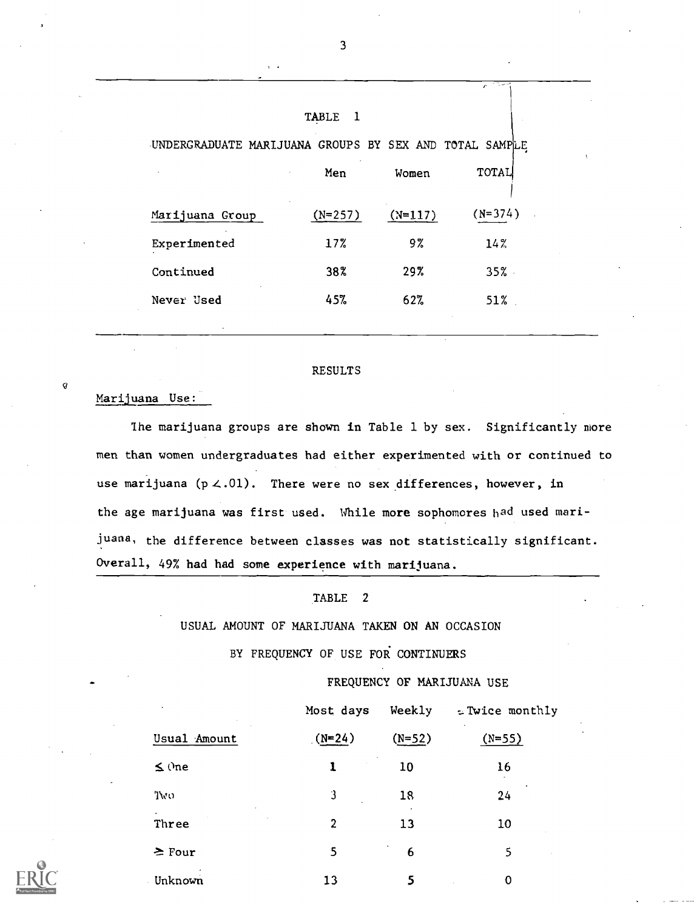TABLE 1

UNDERGRADUATE MARIJUANA GROUPS BY SEX AND TOTAL SAMPLE

| Marijuana Group | Men (N=257) | Women (N=117) | TOTAL (N=374) |
|---|---|---|---|
| Experimented | 17% | 9% | 14% |
| Continued | 38% | 29% | 35% |
| Never Used | 45% | 62% | 51% |

## RESULTS

### Marijuana Use:

The marijuana groups are shown in Table 1 by sex. Significantly more men than women undergraduates had either experimented with or continued to use marijuana ($p < .01$). There were no sex differences, however, in the age marijuana was first used. While more sophomores had used marijuana, the difference between classes was not statistically significant. Overall, 49% had had some experience with marijuana.

TABLE 2

USUAL AMOUNT OF MARIJUANA TAKEN ON AN OCCASION BY FREQUENCY OF USE FOR CONTINUERS

| | FREQUENCY OF MARIJUANA USE | | |
|---|---|---|---|
| | Most days | Weekly | ≤ Twice monthly |
| Usual Amount | (N=24) | (N=52) | (N=55) |
| ≤ One | 1 | 10 | 16 |
| Two | 3 | 18 | 24 |
| Three | 2 | 13 | 10 |
| ≥ Four | 5 | 6 | 5 |
| Unknown | 13 | 5 | 0 |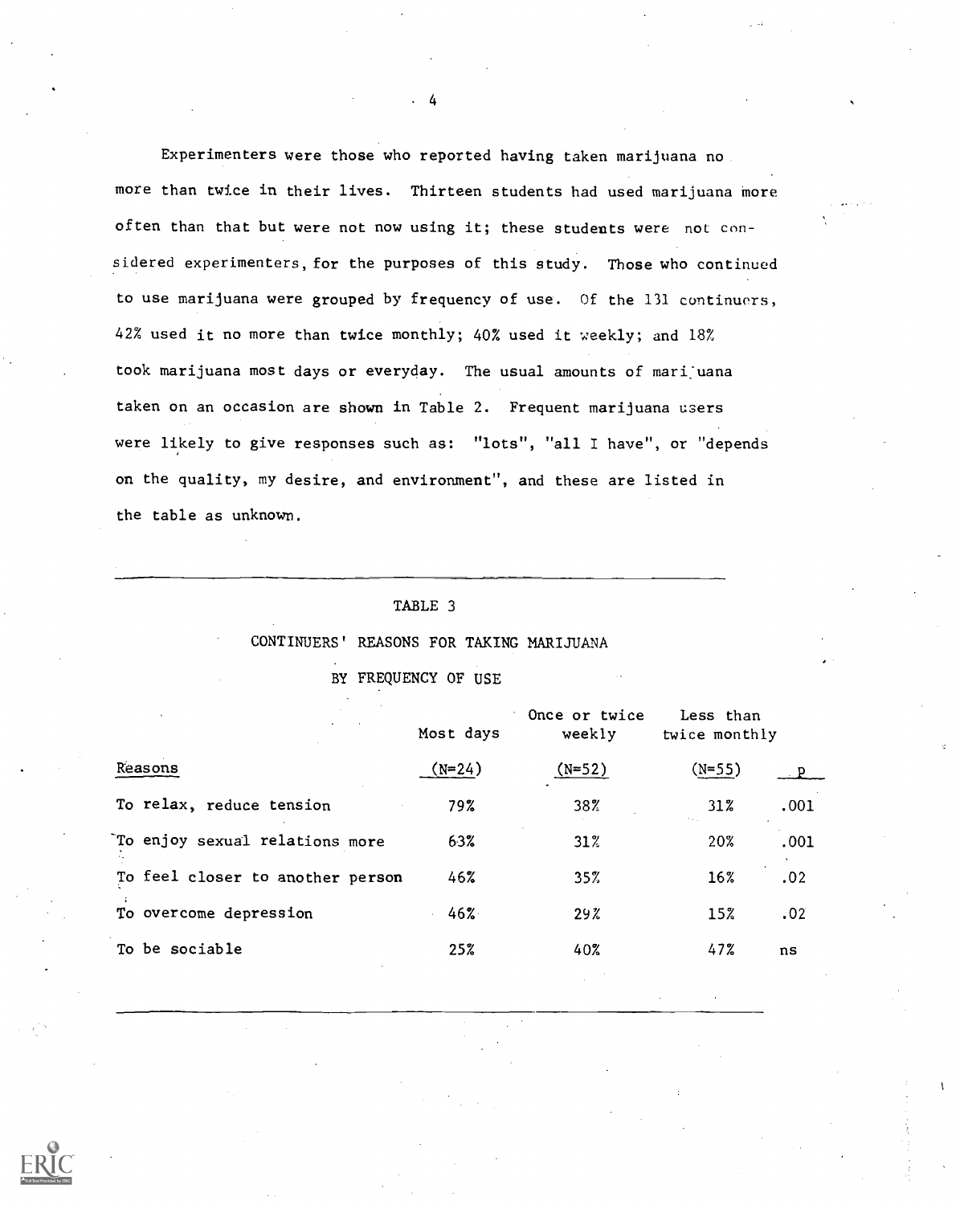Experimenters were those who reported having taken marijuana no more than twice in their lives. Thirteen students had used marijuana more often than that but were not now using it; these students were not considered experimenters, for the purposes of this study. Those who continued to use marijuana were grouped by frequency of use. Of the 131 continuers, 42% used it no more than twice monthly; 40% used it weekly; and 18% took marijuana most days or everyday. The usual amounts of marijuana taken on an occasion are shown in Table 2. Frequent marijuana users were likely to give responses such as: "lots", "all I have", or "depends on the quality, my desire, and environment", and these are listed in the table as unknown.

TABLE 3

CONTINUERS' REASONS FOR TAKING MARIJUANA BY FREQUENCY OF USE

| | Most days | Once or twice weekly | Less than twice monthly | |
|---|---|---|---|---|
| Reasons | (N=24) | (N=52) | (N=55) | p |
| To relax, reduce tension | 79% | 38% | 31% | .001 |
| To enjoy sexual relations more | 63% | 31% | 20% | .001 |
| To feel closer to another person | 46% | 35% | 16% | .02 |
| To overcome depression | 46% | 29% | 15% | .02 |
| To be sociable | 25% | 40% | 47% | ns |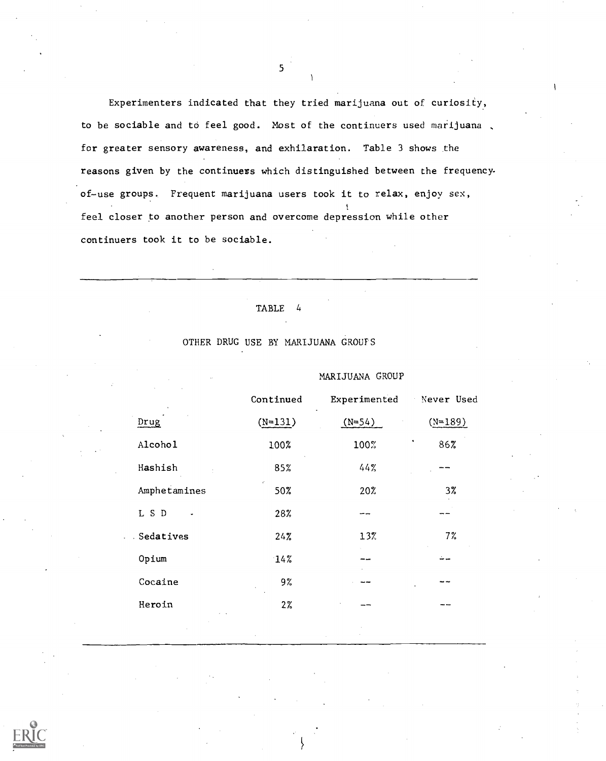Experimenters indicated that they tried marijuana out of curiosity, to be sociable and to feel good. Most of the continuers used marijuana for greater sensory awareness, and exhilaration. Table 3 shows the reasons given by the continuers which distinguished between the frequency-of-use groups. Frequent marijuana users took it to relax, enjoy sex, feel closer to another person and overcome depression while other continuers took it to be sociable.

TABLE 4

OTHER DRUG USE BY MARIJUANA GROUPS

| | MARIJUANA GROUP | | |
|---|---|---|---|
| | Continued | Experimented | Never Used |
| Drug | (N=131) | (N=54) | (N=189) |
| Alcohol | 100% | 100% | 86% |
| Hashish | 85% | 44% | -- |
| Amphetamines | 50% | 20% | 3% |
| L S D | 28% | -- | -- |
| Sedatives | 24% | 13% | 7% |
| Opium | 14% | -- | -- |
| Cocaine | 9% | -- | -- |
| Heroin | 2% | -- | -- |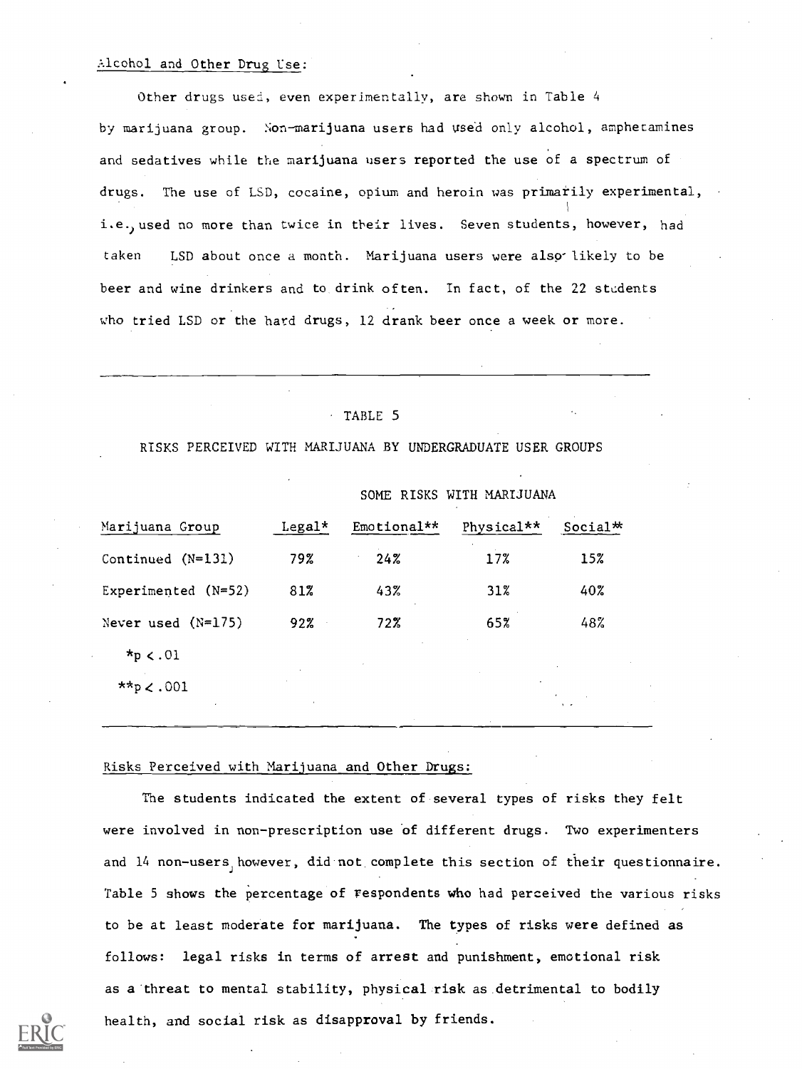Alcohol and Other Drug Use:

Other drugs used, even experimentally, are shown in Table 4 by marijuana group. Non-marijuana users had used only alcohol, amphetamines and sedatives while the marijuana users reported the use of a spectrum of drugs. The use of LSD, cocaine, opium and heroin was primarily experimental, i.e., used no more than twice in their lives. Seven students, however, had taken LSD about once a month. Marijuana users were also likely to be beer and wine drinkers and to drink often. In fact, of the 22 students who tried LSD or the hard drugs, 12 drank beer once a week or more.

TABLE 5

RISKS PERCEIVED WITH MARIJUANA BY UNDERGRADUATE USER GROUPS

| | SOME RISKS WITH MARIJUANA | | | |
|---|---|---|---|---|
| Marijuana Group | Legal* | Emotional** | Physical** | Social** |
| Continued (N=131) | 79% | 24% | 17% | 15% |
| Experimented (N=52) | 81% | 43% | 31% | 40% |
| Never used (N=175) | 92% | 72% | 65% | 48% |

*$p < .01$

**$p < .001$

Risks Perceived with Marijuana and Other Drugs:

The students indicated the extent of several types of risks they felt were involved in non-prescription use of different drugs. Two experimenters and 14 non-users, however, did not complete this section of their questionnaire. Table 5 shows the percentage of respondents who had perceived the various risks to be at least moderate for marijuana. The types of risks were defined as follows: legal risks in terms of arrest and punishment, emotional risk as a threat to mental stability, physical risk as detrimental to bodily health, and social risk as disapproval by friends.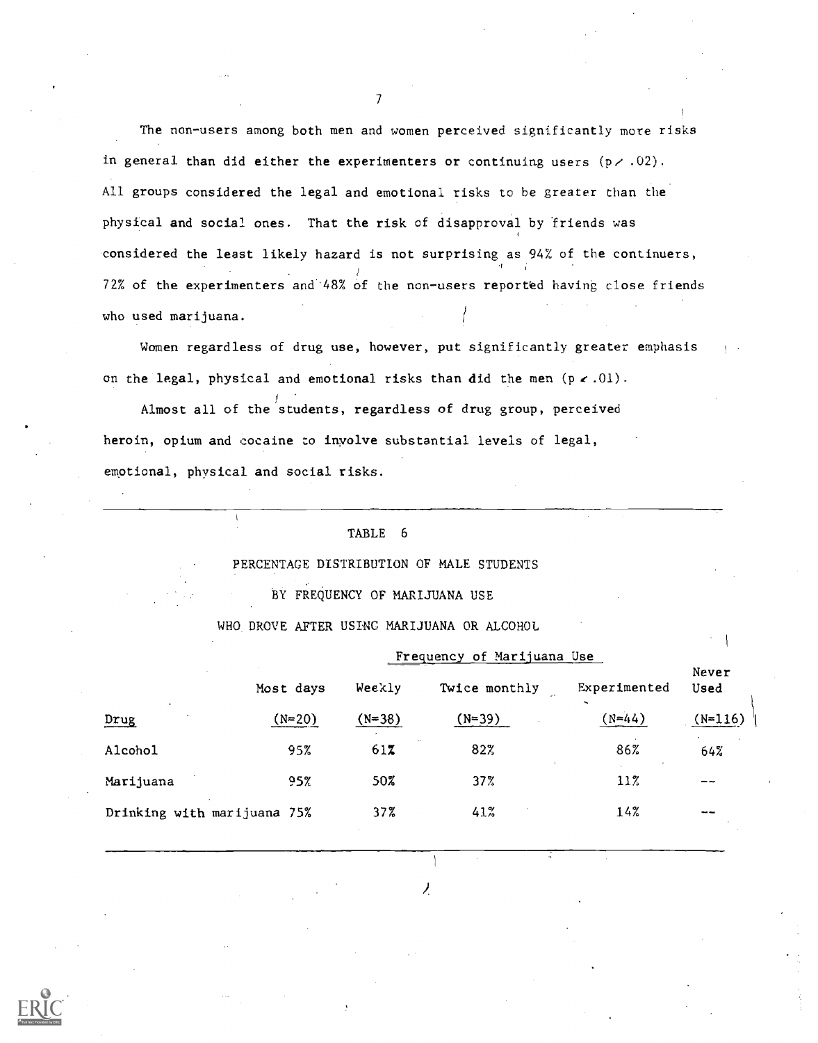The non-users among both men and women perceived significantly more risks in general than did either the experimenters or continuing users ($p < .02$). All groups considered the legal and emotional risks to be greater than the physical and social ones. That the risk of disapproval by friends was considered the least likely hazard is not surprising as 94% of the continuers, 72% of the experimenters and 48% of the non-users reported having close friends who used marijuana.

Women regardless of drug use, however, put significantly greater emphasis on the legal, physical and emotional risks than did the men ($p < .01$).

Almost all of the students, regardless of drug group, perceived heroin, opium and cocaine to involve substantial levels of legal, emotional, physical and social risks.

TABLE 6

PERCENTAGE DISTRIBUTION OF MALE STUDENTS

BY FREQUENCY OF MARIJUANA USE

WHO DROVE AFTER USING MARIJUANA OR ALCOHOL

| | Frequency of Marijuana Use | | | | |
|---|---|---|---|---|---|
| | Most days | Weekly | Twice monthly | Experimented | Never Used |
| Drug | (N=20) | (N=38) | (N=39) | (N=44) | (N=116) |
| Alcohol | 95% | 61% | 82% | 86% | 64% |
| Marijuana | 95% | 50% | 37% | 11% | -- |
| Drinking with marijuana | 75% | 37% | 41% | 14% | -- |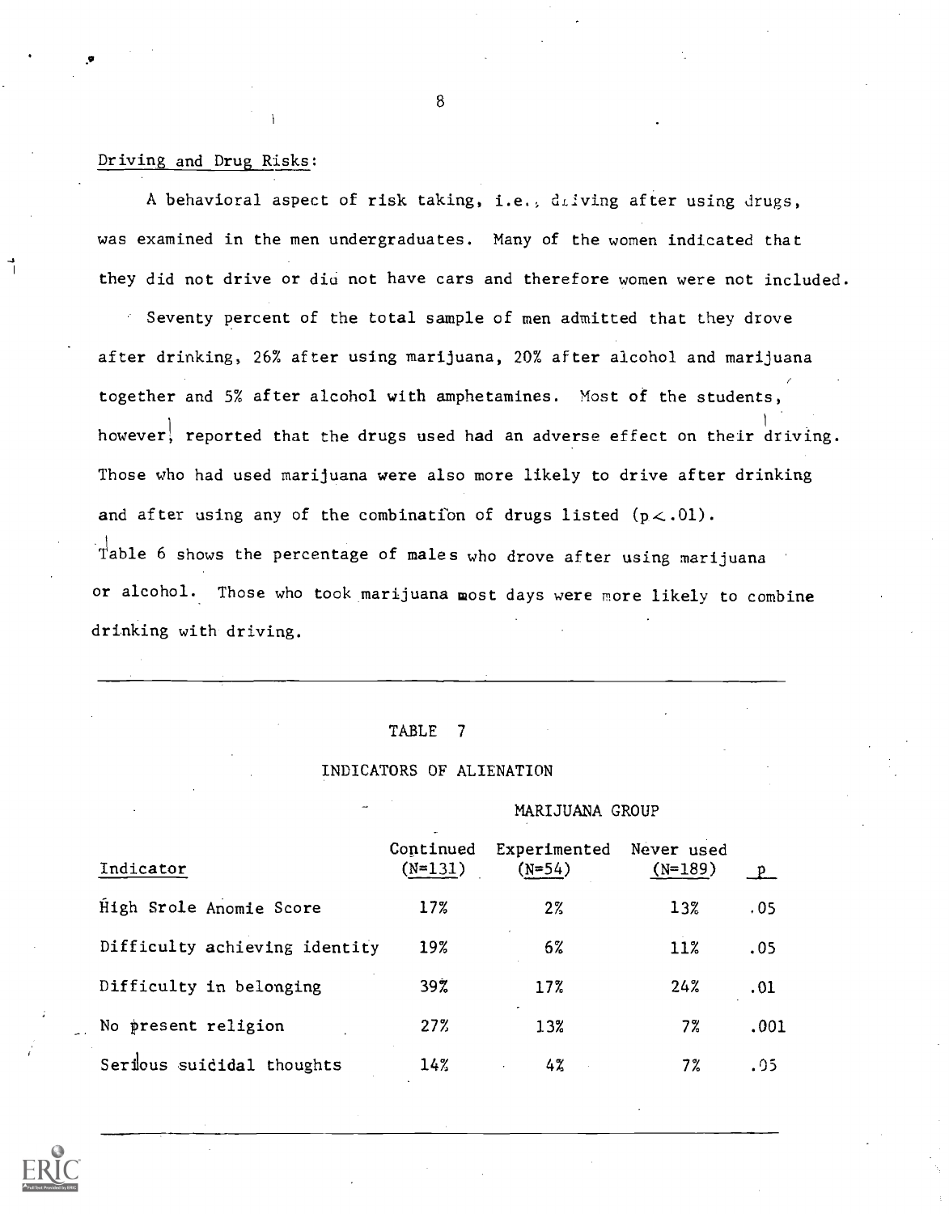Driving and Drug Risks:

A behavioral aspect of risk taking, i.e., driving after using drugs, was examined in the men undergraduates. Many of the women indicated that they did not drive or did not have cars and therefore women were not included.

Seventy percent of the total sample of men admitted that they drove after drinking, 26% after using marijuana, 20% after alcohol and marijuana together and 5% after alcohol with amphetamines. Most of the students, however, reported that the drugs used had an adverse effect on their driving. Those who had used marijuana were also more likely to drive after drinking and after using any of the combination of drugs listed ($p < .01$). Table 6 shows the percentage of males who drove after using marijuana or alcohol. Those who took marijuana most days were more likely to combine drinking with driving.

TABLE 7

INDICATORS OF ALIENATION

| | MARIJUANA GROUP | | | |
|---|---|---|---|---|
| Indicator | Continued (N=131) | Experimented (N=54) | Never used (N=189) | p |
| High Srole Anomie Score | 17% | 2% | 13% | .05 |
| Difficulty achieving identity | 19% | 6% | 11% | .05 |
| Difficulty in belonging | 39% | 17% | 24% | .01 |
| No present religion | 27% | 13% | 7% | .001 |
| Serious suicidal thoughts | 14% | 4% | 7% | .05 |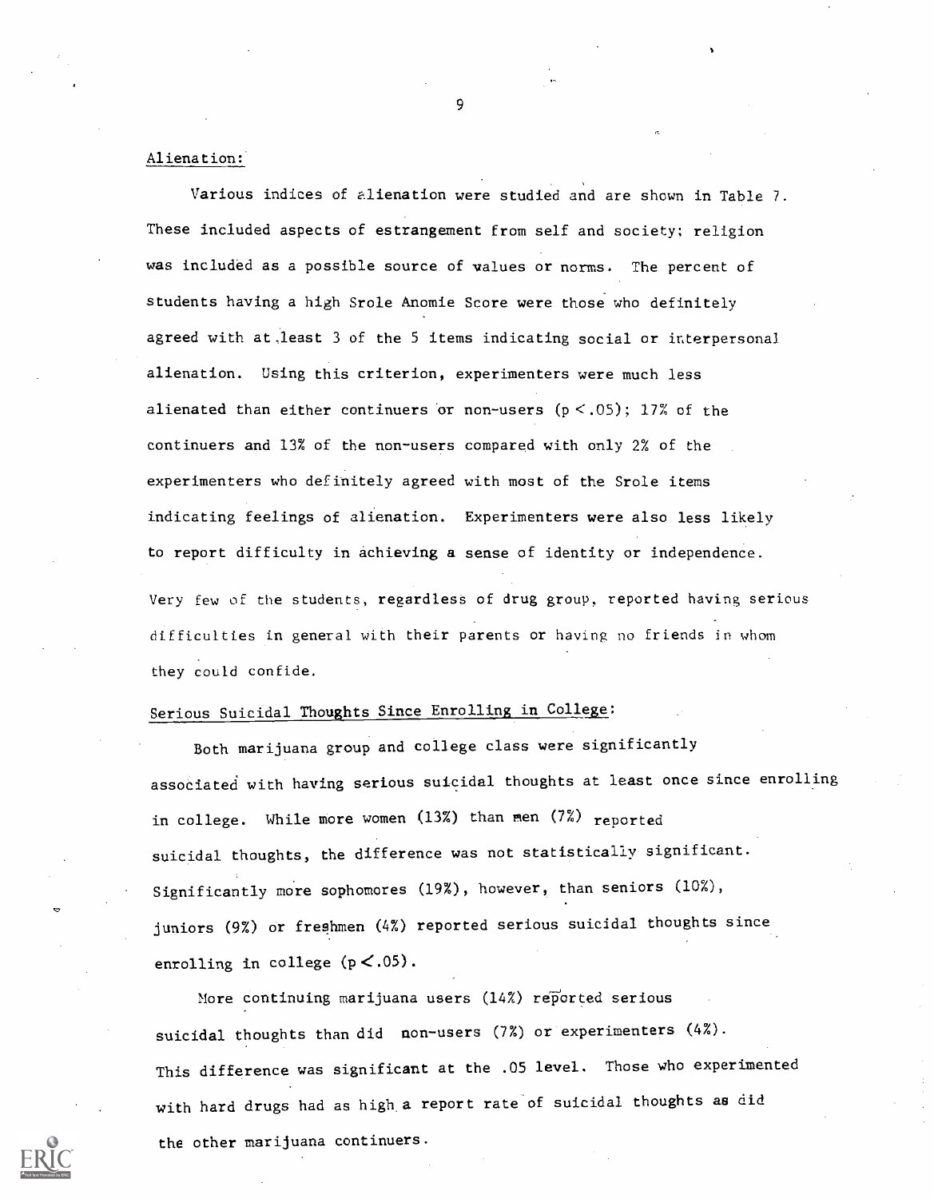Alienation:

Various indices of alienation were studied and are shown in Table 7. These included aspects of estrangement from self and society; religion was included as a possible source of values or norms. The percent of students having a high Srole Anomie Score were those who definitely agreed with at least 3 of the 5 items indicating social or interpersonal alienation. Using this criterion, experimenters were much less alienated than either continuers or non-users ($p < .05$); 17% of the continuers and 13% of the non-users compared with only 2% of the experimenters who definitely agreed with most of the Srole items indicating feelings of alienation. Experimenters were also less likely to report difficulty in achieving a sense of identity or independence. Very few of the students, regardless of drug group, reported having serious difficulties in general with their parents or having no friends in whom they could confide.

Serious Suicidal Thoughts Since Enrolling in College:

Both marijuana group and college class were significantly associated with having serious suicidal thoughts at least once since enrolling in college. While more women (13%) than men (7%) reported suicidal thoughts, the difference was not statistically significant. Significantly more sophomores (19%), however, than seniors (10%), juniors (9%) or freshmen (4%) reported serious suicidal thoughts since enrolling in college ($p < .05$).

More continuing marijuana users (14%) reported serious suicidal thoughts than did non-users (7%) or experimenters (4%). This difference was significant at the .05 level. Those who experimented with hard drugs had as high a report rate of suicidal thoughts as did the other marijuana continuers.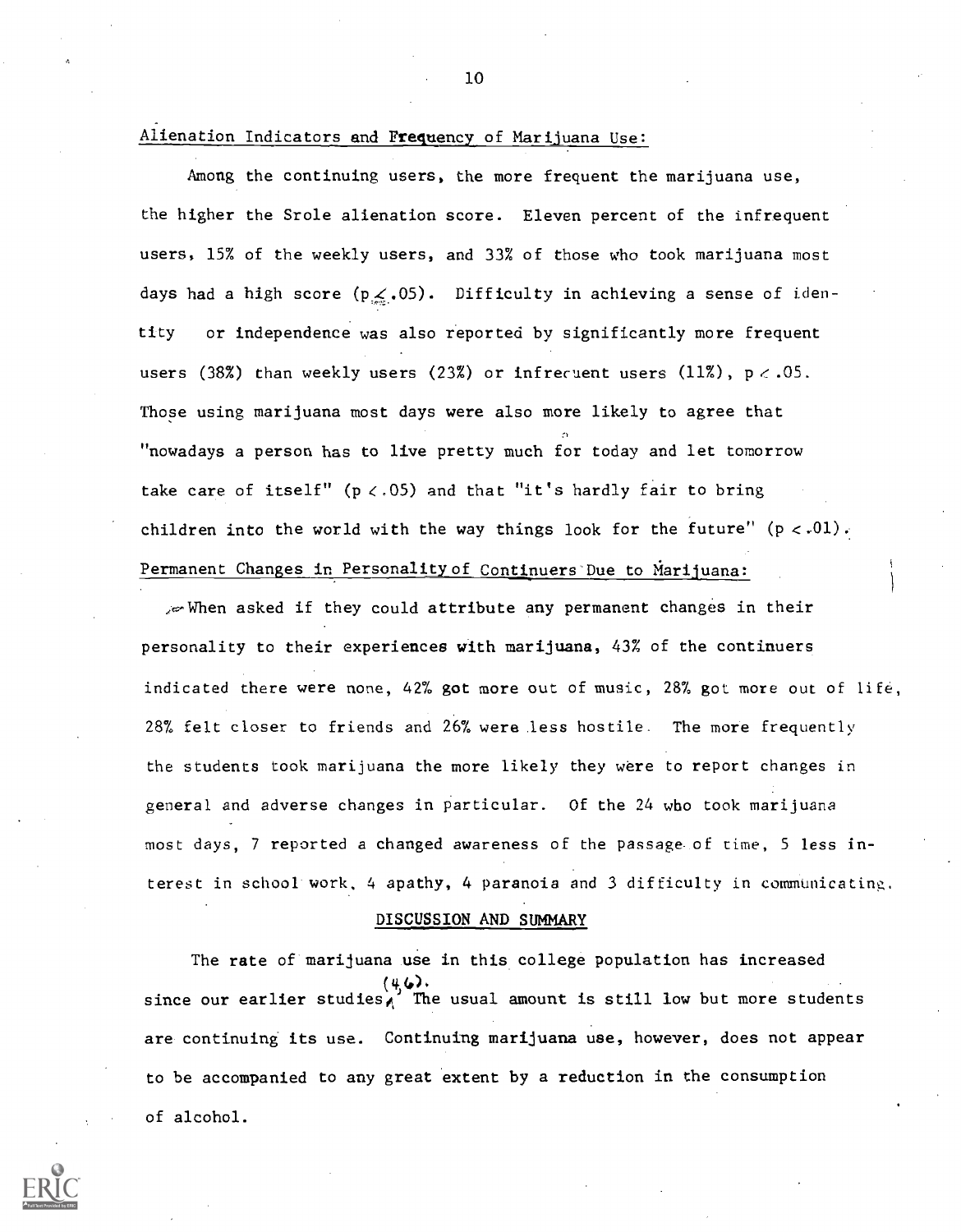## Alienation Indicators and Frequency of Marijuana Use:

Among the continuing users, the more frequent the marijuana use, the higher the Srole alienation score. Eleven percent of the infrequent users, 15% of the weekly users, and 33% of those who took marijuana most days had a high score ($p < .05$). Difficulty in achieving a sense of identity or independence was also reported by significantly more frequent users (38%) than weekly users (23%) or infrequent users (11%), $p < .05$. Those using marijuana most days were also more likely to agree that "nowadays a person has to live pretty much for today and let tomorrow take care of itself" ($p < .05$) and that "it's hardly fair to bring children into the world with the way things look for the future" ($p < .01$).

## Permanent Changes in Personality of Continuers Due to Marijuana:

When asked if they could attribute any permanent changes in their personality to their experiences with marijuana, 43% of the continuers indicated there were none, 42% got more out of music, 28% got more out of life, 28% felt closer to friends and 26% were less hostile. The more frequently the students took marijuana the more likely they were to report changes in general and adverse changes in particular. Of the 24 who took marijuana most days, 7 reported a changed awareness of the passage of time, 5 less interest in school work, 4 apathy, 4 paranoia and 3 difficulty in communicating.

## DISCUSSION AND SUMMARY

The rate of marijuana use in this college population has increased since our earlier studies (4,6). The usual amount is still low but more students are continuing its use. Continuing marijuana use, however, does not appear to be accompanied to any great extent by a reduction in the consumption of alcohol.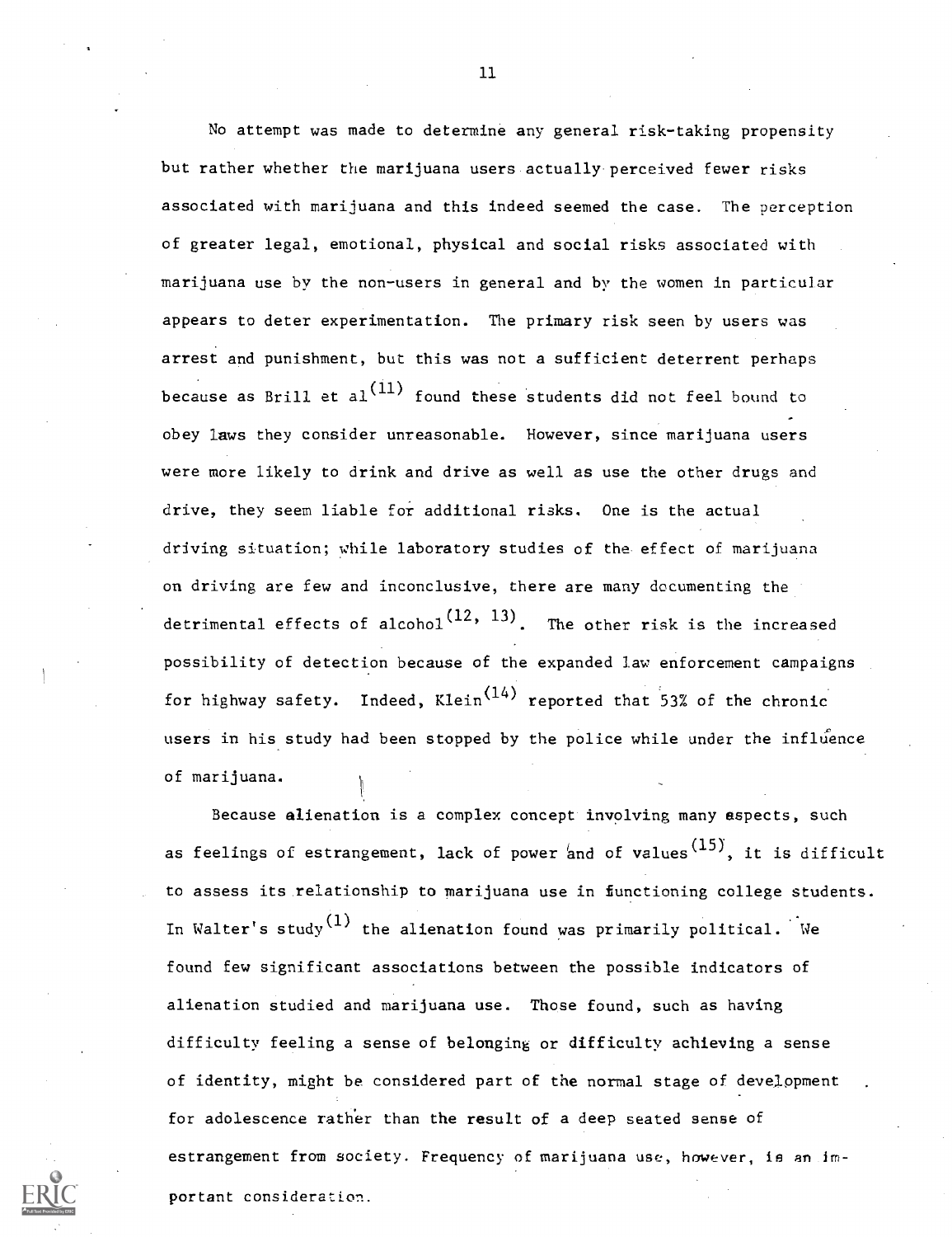No attempt was made to determine any general risk-taking propensity but rather whether the marijuana users actually perceived fewer risks associated with marijuana and this indeed seemed the case. The perception of greater legal, emotional, physical and social risks associated with marijuana use by the non-users in general and by the women in particular appears to deter experimentation. The primary risk seen by users was arrest and punishment, but this was not a sufficient deterrent perhaps because as Brill et al[11] found these students did not feel bound to obey laws they consider unreasonable. However, since marijuana users were more likely to drink and drive as well as use the other drugs and drive, they seem liable for additional risks. One is the actual driving situation; while laboratory studies of the effect of marijuana on driving are few and inconclusive, there are many documenting the detrimental effects of alcohol[12, 13]. The other risk is the increased possibility of detection because of the expanded law enforcement campaigns for highway safety. Indeed, Klein[14] reported that 53% of the chronic users in his study had been stopped by the police while under the influence of marijuana.

Because alienation is a complex concept involving many aspects, such as feelings of estrangement, lack of power and of values[15], it is difficult to assess its relationship to marijuana use in functioning college students. In Walter's study[1] the alienation found was primarily political. We found few significant associations between the possible indicators of alienation studied and marijuana use. Those found, such as having difficulty feeling a sense of belonging or difficulty achieving a sense of identity, might be considered part of the normal stage of development for adolescence rather than the result of a deep seated sense of estrangement from society. Frequency of marijuana use, however, is an important consideration.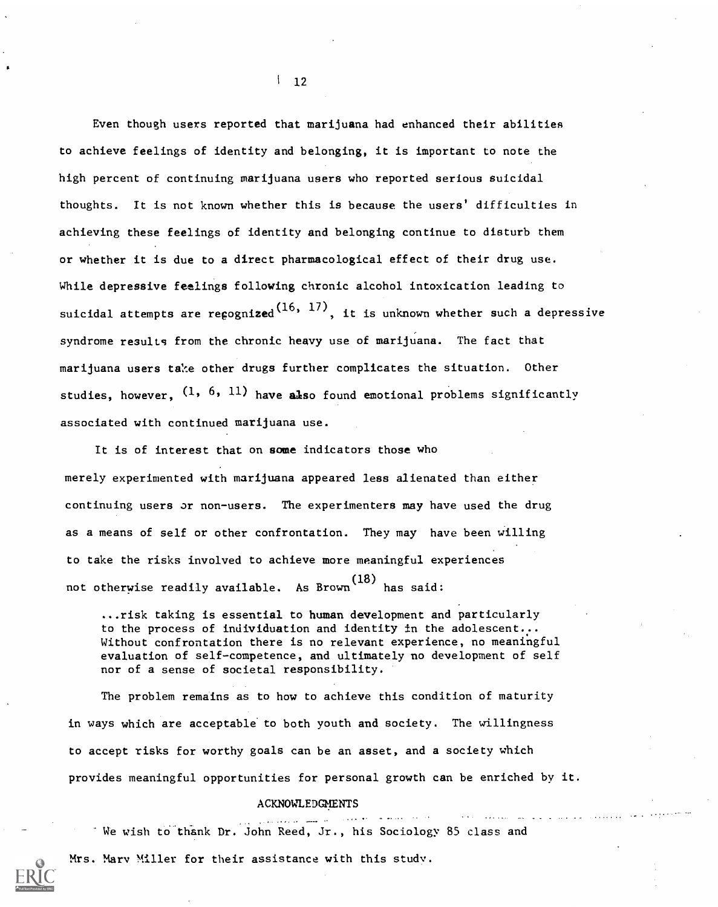Even though users reported that marijuana had enhanced their abilities to achieve feelings of identity and belonging, it is important to note the high percent of continuing marijuana users who reported serious suicidal thoughts. It is not known whether this is because the users' difficulties in achieving these feelings of identity and belonging continue to disturb them or whether it is due to a direct pharmacological effect of their drug use. While depressive feelings following chronic alcohol intoxication leading to suicidal attempts are recognized[16, 17], it is unknown whether such a depressive syndrome results from the chronic heavy use of marijuana. The fact that marijuana users take other drugs further complicates the situation. Other studies, however, [1, 6, 11] have also found emotional problems significantly associated with continued marijuana use.

It is of interest that on some indicators those who merely experimented with marijuana appeared less alienated than either continuing users or non-users. The experimenters may have used the drug as a means of self or other confrontation. They may have been willing to take the risks involved to achieve more meaningful experiences not otherwise readily available. As Brown[18] has said:

> ...risk taking is essential to human development and particularly to the process of individuation and identity in the adolescent... Without confrontation there is no relevant experience, no meaningful evaluation of self-competence, and ultimately no development of self nor of a sense of societal responsibility.

The problem remains as to how to achieve this condition of maturity in ways which are acceptable to both youth and society. The willingness to accept risks for worthy goals can be an asset, and a society which provides meaningful opportunities for personal growth can be enriched by it.

## ACKNOWLEDGMENTS

We wish to thank Dr. John Reed, Jr., his Sociology 85 class and Mrs. Mary Miller for their assistance with this study.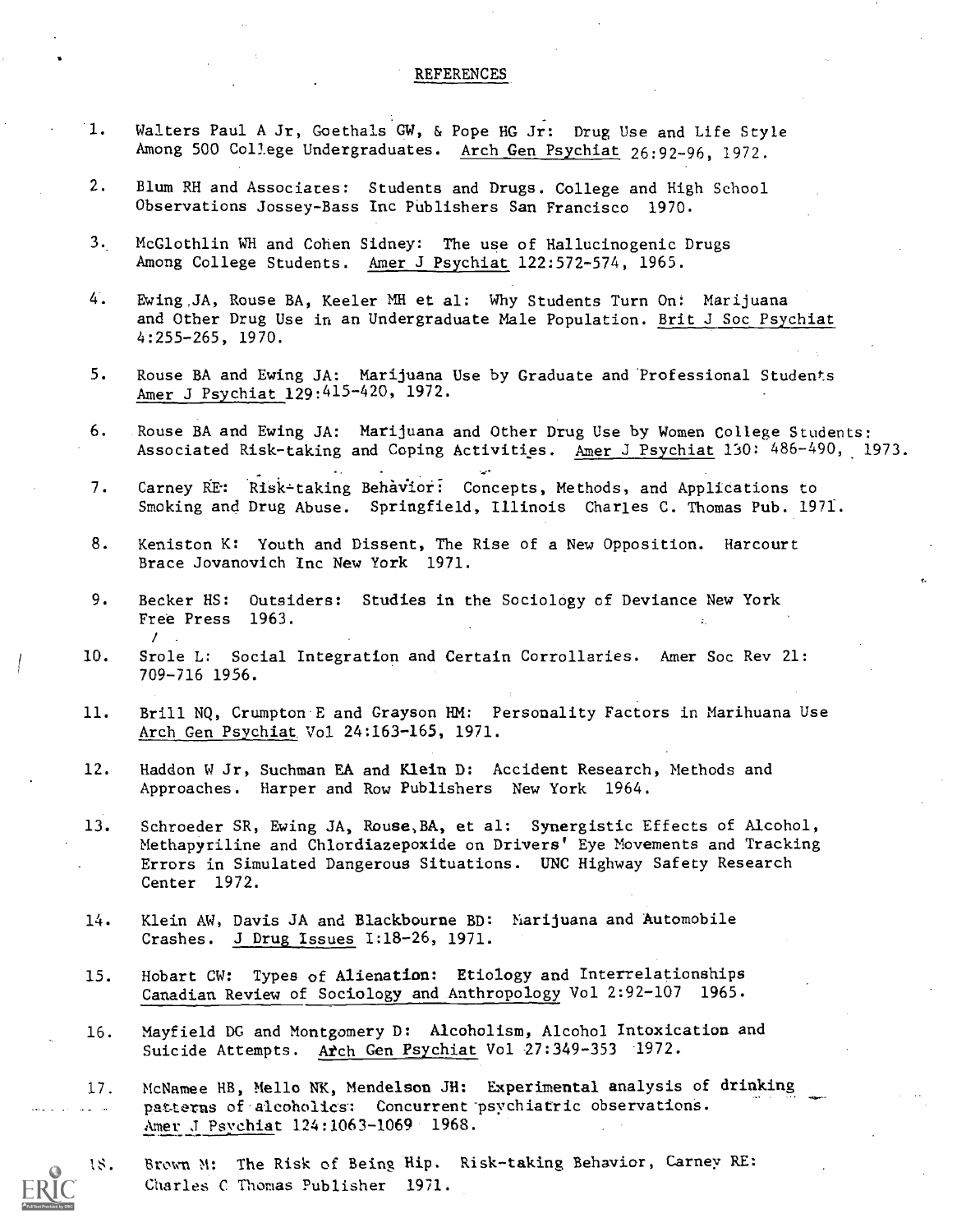## REFERENCES

1. Walters Paul A Jr, Goethals GW, & Pope HG Jr: Drug Use and Life Style Among 500 College Undergraduates. Arch Gen Psychiat 26:92-96, 1972.

2. Blum RH and Associates: Students and Drugs. College and High School Observations Jossey-Bass Inc Publishers San Francisco 1970.

3. McGlothlin WH and Cohen Sidney: The use of Hallucinogenic Drugs Among College Students. Amer J Psychiat 122:572-574, 1965.

4. Ewing JA, Rouse BA, Keeler MH et al: Why Students Turn On: Marijuana and Other Drug Use in an Undergraduate Male Population. Brit J Soc Psychiat 4:255-265, 1970.

5. Rouse BA and Ewing JA: Marijuana Use by Graduate and Professional Students Amer J Psychiat 129:415-420, 1972.

6. Rouse BA and Ewing JA: Marijuana and Other Drug Use by Women College Students: Associated Risk-taking and Coping Activities. Amer J Psychiat 130: 486-490, 1973.

7. Carney RE: Risk-taking Behavior: Concepts, Methods, and Applications to Smoking and Drug Abuse. Springfield, Illinois Charles C. Thomas Pub. 1971.

8. Keniston K: Youth and Dissent, The Rise of a New Opposition. Harcourt Brace Jovanovich Inc New York 1971.

9. Becker HS: Outsiders: Studies in the Sociology of Deviance New York Free Press 1963.

10. Srole L: Social Integration and Certain Corrollaries. Amer Soc Rev 21: 709-716 1956.

11. Brill NQ, Crumpton E and Grayson HM: Personality Factors in Marihuana Use Arch Gen Psychiat Vol 24:163-165, 1971.

12. Haddon W Jr, Suchman EA and Klein D: Accident Research, Methods and Approaches. Harper and Row Publishers New York 1964.

13. Schroeder SR, Ewing JA, Rouse,BA, et al: Synergistic Effects of Alcohol, Methapyriline and Chlordiazepoxide on Drivers' Eye Movements and Tracking Errors in Simulated Dangerous Situations. UNC Highway Safety Research Center 1972.

14. Klein AW, Davis JA and Blackbourne BD: Marijuana and Automobile Crashes. J Drug Issues I:18-26, 1971.

15. Hobart CW: Types of Alienation: Etiology and Interrelationships Canadian Review of Sociology and Anthropology Vol 2:92-107 1965.

16. Mayfield DG and Montgomery D: Alcoholism, Alcohol Intoxication and Suicide Attempts. Arch Gen Psychiat Vol 27:349-353 1972.

17. McNamee HB, Mello NK, Mendelson JH: Experimental analysis of drinking patterns of alcoholics: Concurrent psychiatric observations. Amer J Psychiat 124:1063-1069 1968.

18. Brown M: The Risk of Being Hip. Risk-taking Behavior, Carney RE: Charles C Thomas Publisher 1971.